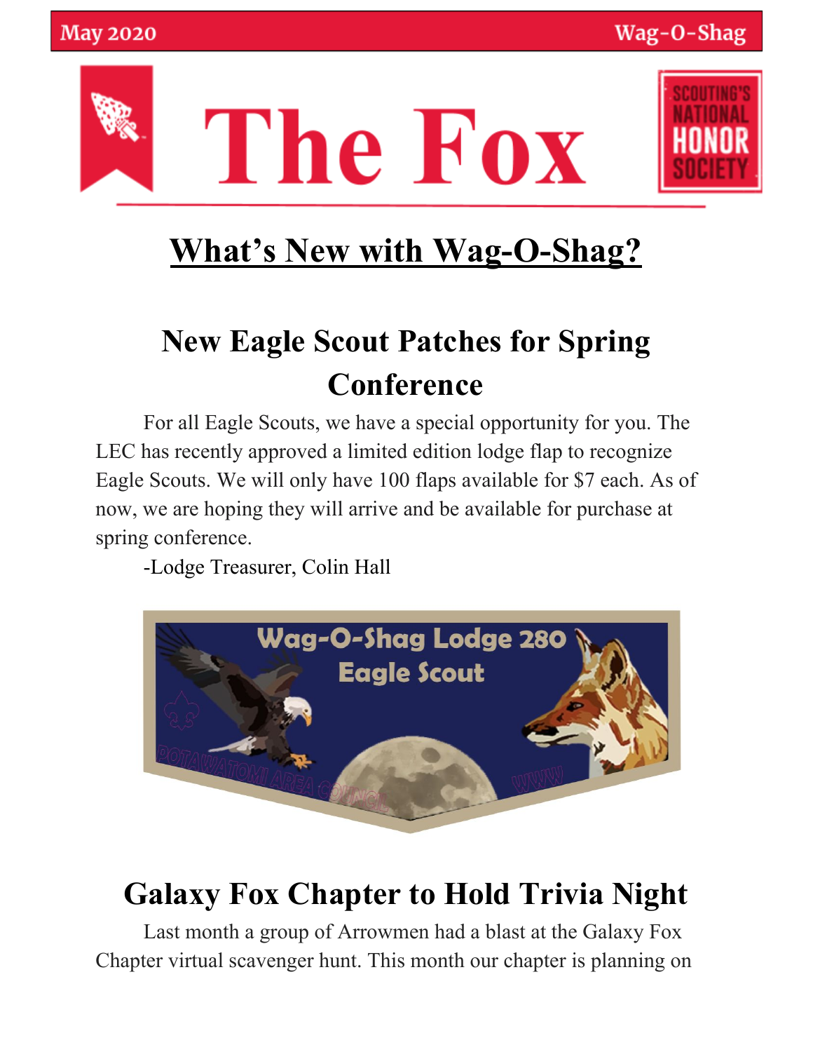# The Fox

## What's New with Wag-O-Shag?

### New Eagle Scout Patches for Spring Conference

For all Eagle Scouts, we have a special opportunity for you. The LEC has recently approved a limited edition lodge flap to recognize Eagle Scouts. We will only have 100 flaps available for $7 each. As of now, we are hoping they will arrive and be available for purchase at spring conference.

-Lodge Treasurer, Colin Hall

### Galaxy Fox Chapter to Hold Trivia Night

Last month a group of Arrowmen had a blast at the Galaxy Fox Chapter virtual scavenger hunt. This month our chapter is planning on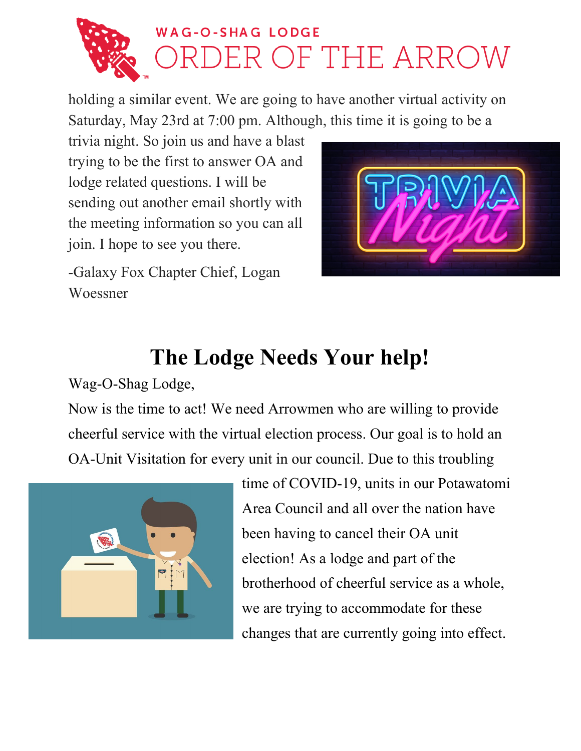holding a similar event. We are going to have another virtual activity on Saturday, May 23rd at 7:00 pm. Although, this time it is going to be a trivia night. So join us and have a blast trying to be the first to answer OA and lodge related questions. I will be sending out another email shortly with the meeting information so you can all join. I hope to see you there.

-Galaxy Fox Chapter Chief, Logan Woessner

## The Lodge Needs Your help!

Wag-O-Shag Lodge,

Now is the time to act! We need Arrowmen who are willing to provide cheerful service with the virtual election process. Our goal is to hold an OA-Unit Visitation for every unit in our council. Due to this troubling time of COVID-19, units in our Potawatomi Area Council and all over the nation have been having to cancel their OA unit election! As a lodge and part of the brotherhood of cheerful service as a whole, we are trying to accommodate for these changes that are currently going into effect.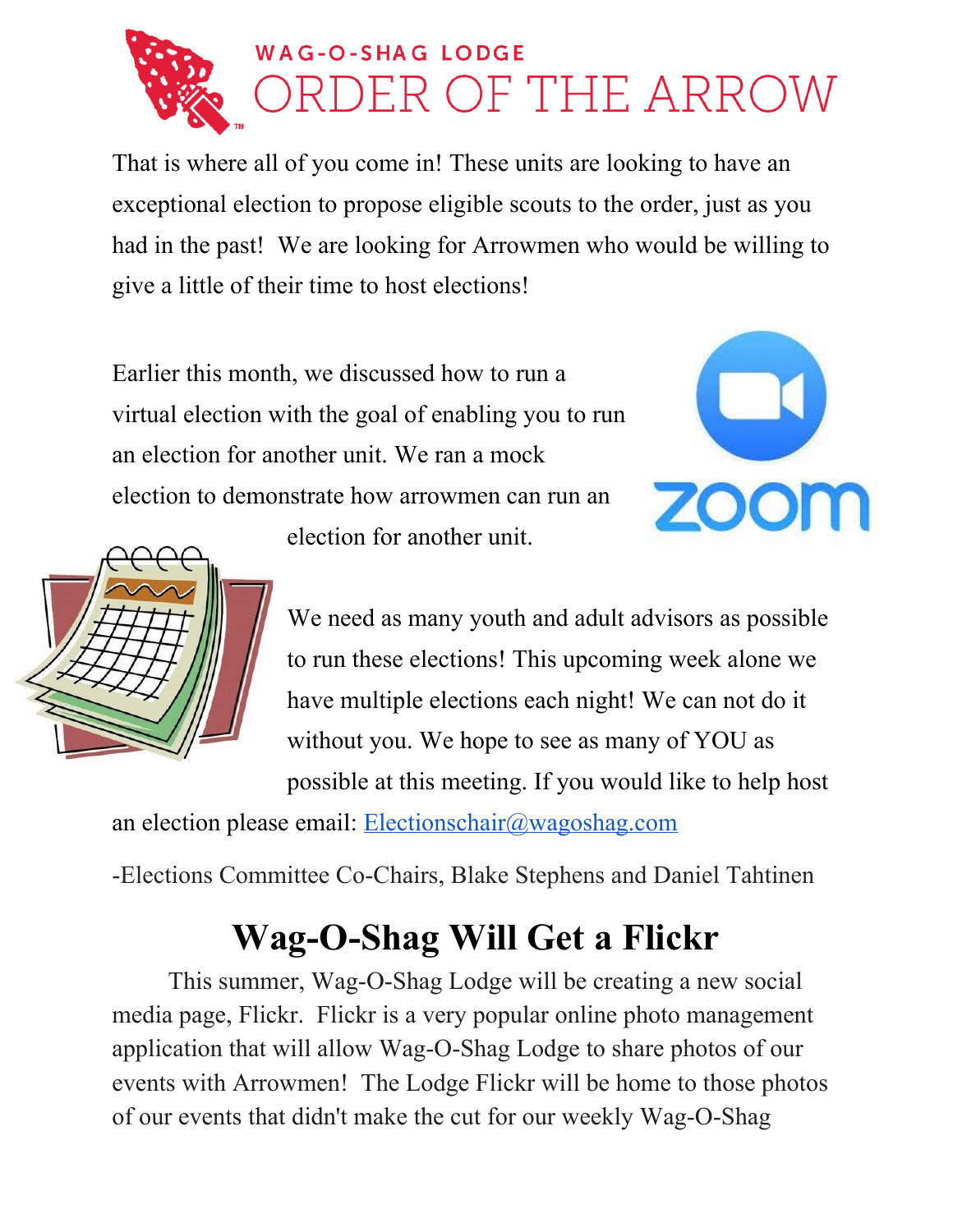That is where all of you come in! These units are looking to have an exceptional election to propose eligible scouts to the order, just as you had in the past! We are looking for Arrowmen who would be willing to give a little of their time to host elections!

Earlier this month, we discussed how to run a virtual election with the goal of enabling you to run an election for another unit. We ran a mock election to demonstrate how arrowmen can run an election for another unit.

We need as many youth and adult advisors as possible to run these elections! This upcoming week alone we have multiple elections each night! We can not do it without you. We hope to see as many of YOU as possible at this meeting. If you would like to help host an election please email: Electionschair@wagoshag.com

-Elections Committee Co-Chairs, Blake Stephens and Daniel Tahtinen

# Wag-O-Shag Will Get a Flickr

This summer, Wag-O-Shag Lodge will be creating a new social media page, Flickr. Flickr is a very popular online photo management application that will allow Wag-O-Shag Lodge to share photos of our events with Arrowmen! The Lodge Flickr will be home to those photos of our events that didn't make the cut for our weekly Wag-O-Shag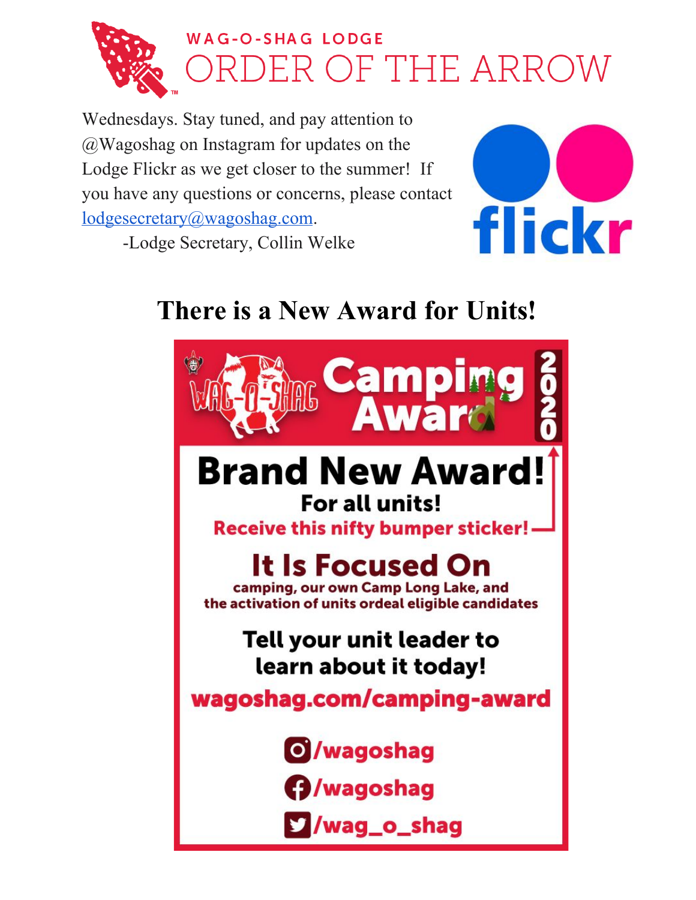Wednesdays. Stay tuned, and pay attention to @Wagoshag on Instagram for updates on the Lodge Flickr as we get closer to the summer! If you have any questions or concerns, please contact lodgesecretary@wagoshag.com.

-Lodge Secretary, Collin Welke

## There is a New Award for Units!

**Wag-O-Shag Camping Award 2020**

**Brand New Award!**

**For all units!**

**Receive this nifty bumper sticker!**

**It Is Focused On**

camping, our own Camp Long Lake, and the activation of units ordeal eligible candidates

**Tell your unit leader to learn about it today!**

**wagoshag.com/camping-award**

/wagoshag

/wagoshag

/wag_o_shag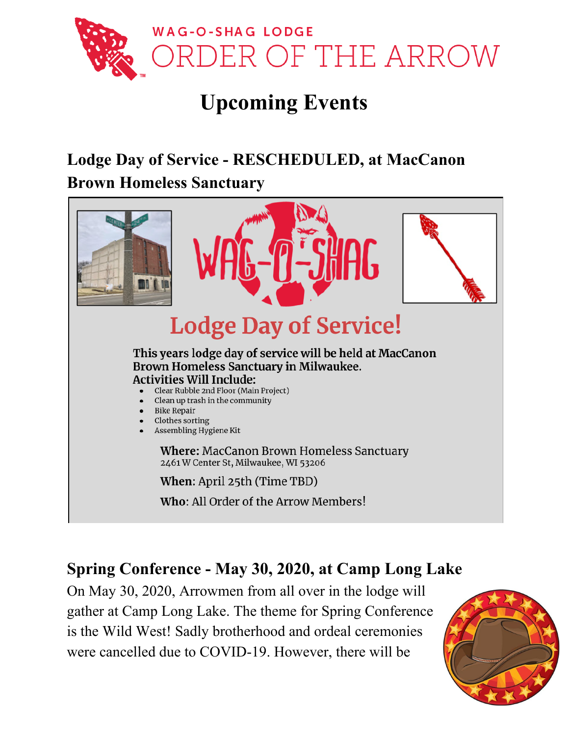WAG-O-SHAG LODGE

ORDER OF THE ARROW

# Upcoming Events

## Lodge Day of Service - RESCHEDULED, at MacCanon Brown Homeless Sanctuary

WAG-O-SHAG

### Lodge Day of Service!

**This years lodge day of service will be held at MacCanon Brown Homeless Sanctuary in Milwaukee.**

**Activities Will Include:**

- Clear Rubble 2nd Floor (Main Project)
- Clean up trash in the community
- Bike Repair
- Clothes sorting
- Assembling Hygiene Kit

**Where:** MacCanon Brown Homeless Sanctuary
2461 W Center St, Milwaukee, WI 53206

**When**: April 25th (Time TBD)

**Who**: All Order of the Arrow Members!

## Spring Conference - May 30, 2020, at Camp Long Lake

On May 30, 2020, Arrowmen from all over in the lodge will gather at Camp Long Lake. The theme for Spring Conference is the Wild West! Sadly brotherhood and ordeal ceremonies were cancelled due to COVID-19. However, there will be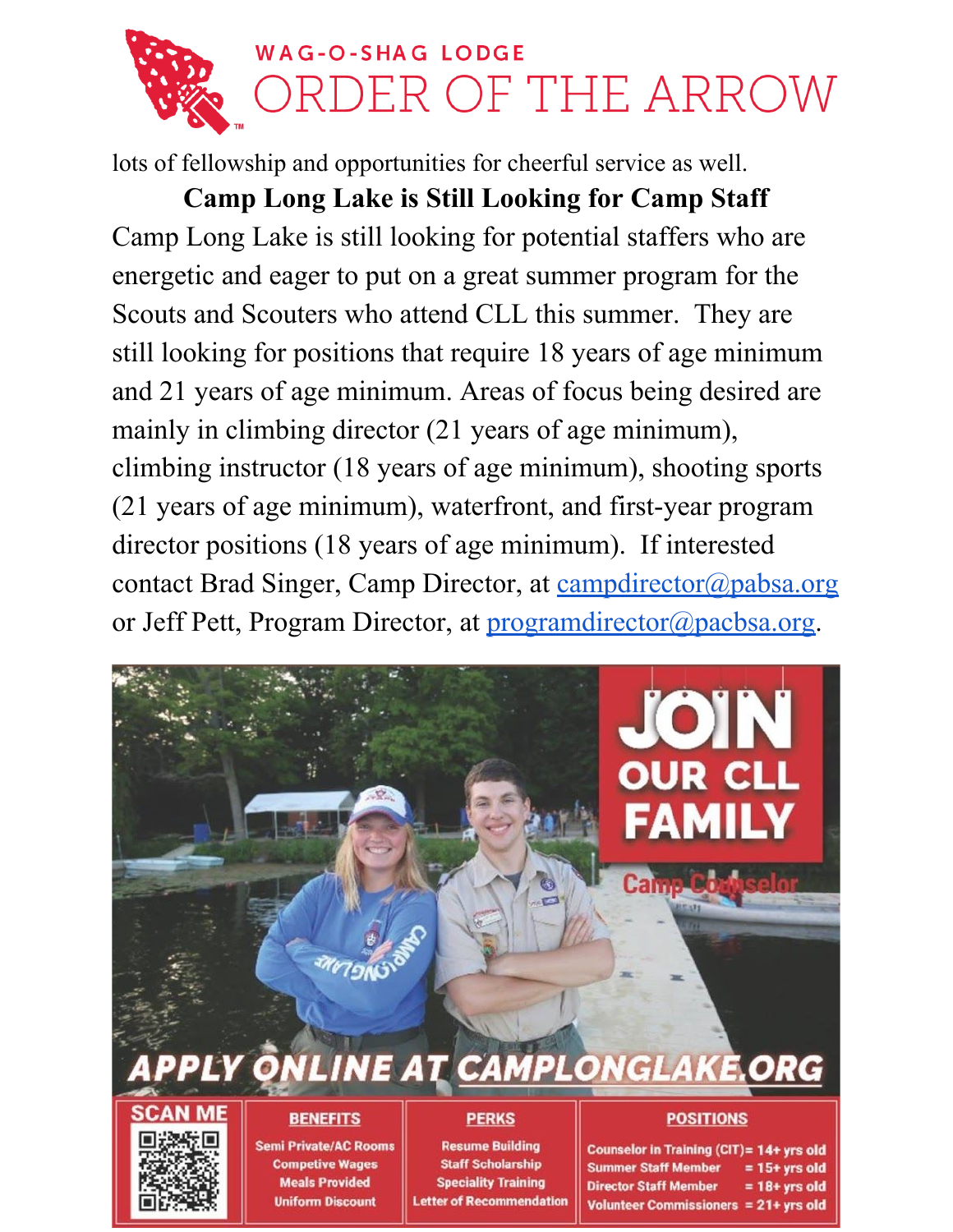lots of fellowship and opportunities for cheerful service as well.

**Camp Long Lake is Still Looking for Camp Staff**

Camp Long Lake is still looking for potential staffers who are energetic and eager to put on a great summer program for the Scouts and Scouters who attend CLL this summer. They are still looking for positions that require 18 years of age minimum and 21 years of age minimum. Areas of focus being desired are mainly in climbing director (21 years of age minimum), climbing instructor (18 years of age minimum), shooting sports (21 years of age minimum), waterfront, and first-year program director positions (18 years of age minimum). If interested contact Brad Singer, Camp Director, at campdirector@pabsa.org or Jeff Pett, Program Director, at programdirector@pacbsa.org.

**JOIN OUR CLL FAMILY**

Camp Counselor

**APPLY ONLINE AT CAMPLONGLAKE.ORG**

| SCAN ME | BENEFITS | PERKS | POSITIONS |
|---|---|---|---|
| | Semi Private/AC Rooms<br>Competive Wages<br>Meals Provided<br>Uniform Discount | Resume Building<br>Staff Scholarship<br>Speciality Training<br>Letter of Recommendation | Counselor in Training (CIT) = 14+ yrs old<br>Summer Staff Member = 15+ yrs old<br>Director Staff Member = 18+ yrs old<br>Volunteer Commissioners = 21+ yrs old |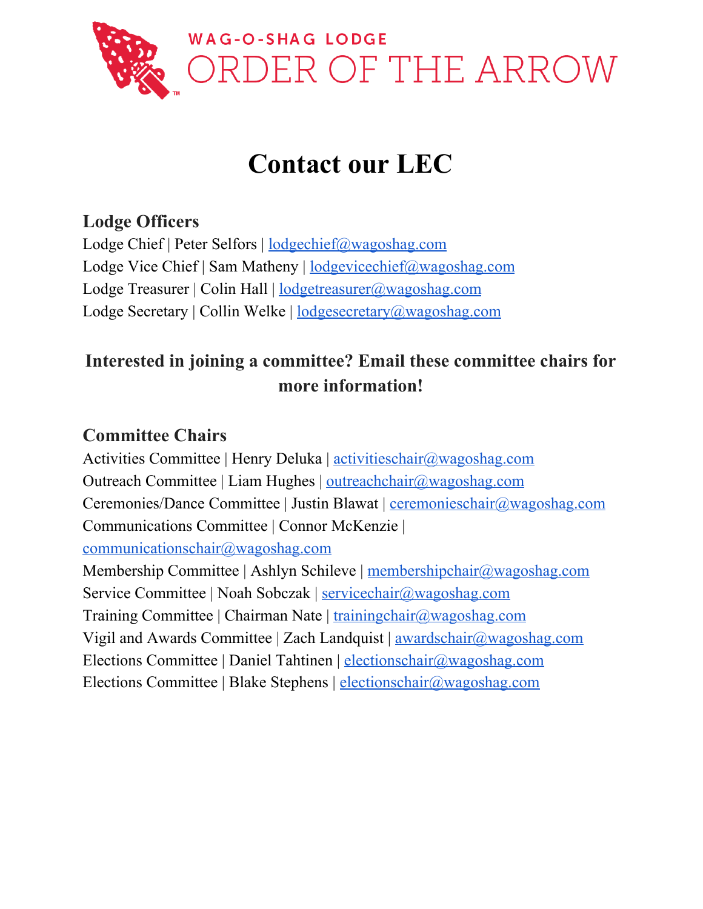WAG-O-SHAG LODGE

ORDER OF THE ARROW

# Contact our LEC

## Lodge Officers

Lodge Chief | Peter Selfors | lodgechief@wagoshag.com
Lodge Vice Chief | Sam Matheny | lodgevicechief@wagoshag.com
Lodge Treasurer | Colin Hall | lodgetreasurer@wagoshag.com
Lodge Secretary | Collin Welke | lodgesecretary@wagoshag.com

**Interested in joining a committee? Email these committee chairs for more information!**

## Committee Chairs

Activities Committee | Henry Deluka | activitieschair@wagoshag.com
Outreach Committee | Liam Hughes | outreachchair@wagoshag.com
Ceremonies/Dance Committee | Justin Blawat | ceremonieschair@wagoshag.com
Communications Committee | Connor McKenzie | communicationschair@wagoshag.com
Membership Committee | Ashlyn Schileve | membershipchair@wagoshag.com
Service Committee | Noah Sobczak | servicechair@wagoshag.com
Training Committee | Chairman Nate | trainingchair@wagoshag.com
Vigil and Awards Committee | Zach Landquist | awardschair@wagoshag.com
Elections Committee | Daniel Tahtinen | electionschair@wagoshag.com
Elections Committee | Blake Stephens | electionschair@wagoshag.com